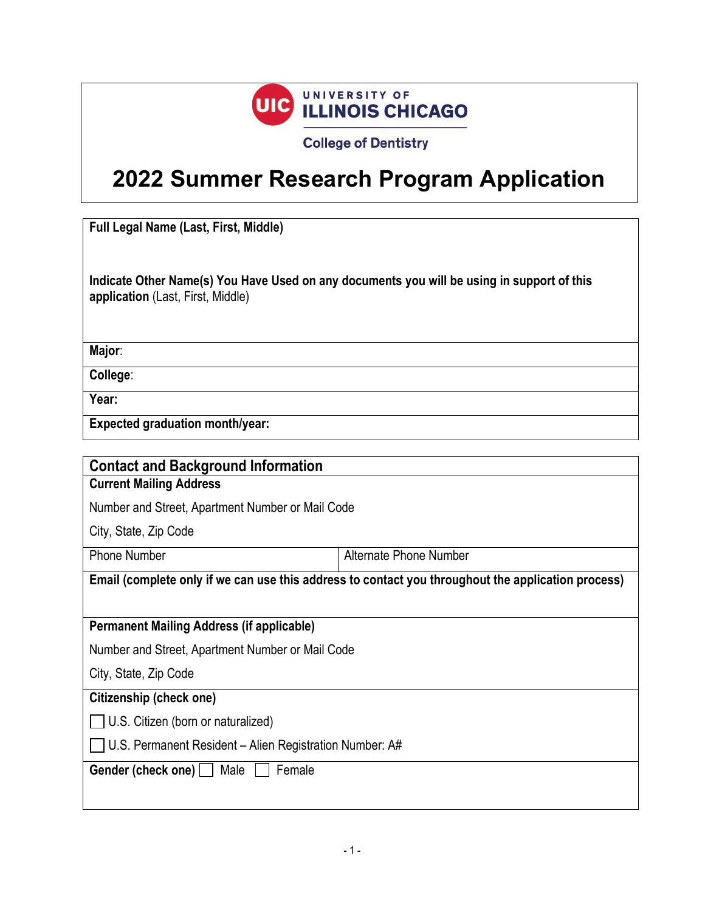UNIVERSITY OF ILLINOIS CHICAGO

College of Dentistry

# 2022 Summer Research Program Application

**Full Legal Name (Last, First, Middle)**

**Indicate Other Name(s) You Have Used on any documents you will be using in support of this application** (Last, First, Middle)

**Major**:

**College**:

**Year:**

**Expected graduation month/year:**

## Contact and Background Information

**Current Mailing Address**

Number and Street, Apartment Number or Mail Code

City, State, Zip Code

| Phone Number | Alternate Phone Number |
| --- | --- |

**Email (complete only if we can use this address to contact you throughout the application process)**

**Permanent Mailing Address (if applicable)**

Number and Street, Apartment Number or Mail Code

City, State, Zip Code

**Citizenship (check one)**

☐ U.S. Citizen (born or naturalized)

☐ U.S. Permanent Resident – Alien Registration Number: A#

**Gender (check one)** ☐ Male ☐ Female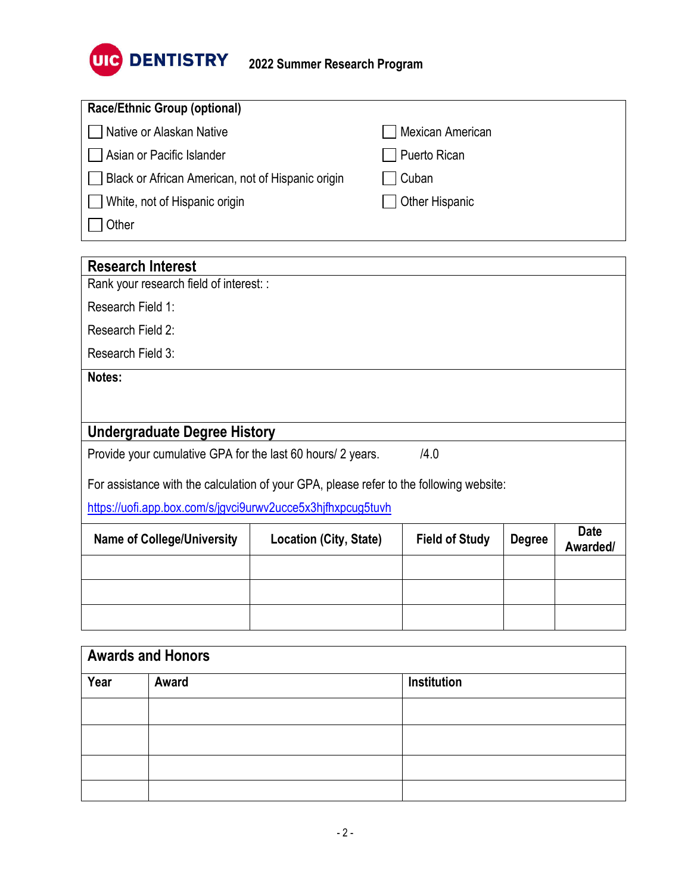**UIC DENTISTRY** **2022 Summer Research Program**

**Race/Ethnic Group (optional)**

- ☐ Native or Alaskan Native
- ☐ Asian or Pacific Islander
- ☐ Black or African American, not of Hispanic origin
- ☐ White, not of Hispanic origin
- ☐ Other
- ☐ Mexican American
- ☐ Puerto Rican
- ☐ Cuban
- ☐ Other Hispanic

## Research Interest

Rank your research field of interest: :

Research Field 1:

Research Field 2:

Research Field 3:

**Notes:**

## Undergraduate Degree History

Provide your cumulative GPA for the last 60 hours/ 2 years. /4.0

For assistance with the calculation of your GPA, please refer to the following website:

https://uofi.app.box.com/s/jgvci9urwv2ucce5x3hjfhxpcug5tuvh

| Name of College/University | Location (City, State) | Field of Study | Degree | Date Awarded/ |
|---|---|---|---|---|
| | | | | |
| | | | | |
| | | | | |

## Awards and Honors

| Year | Award | Institution |
|---|---|---|
| | | |
| | | |
| | | |
| | | |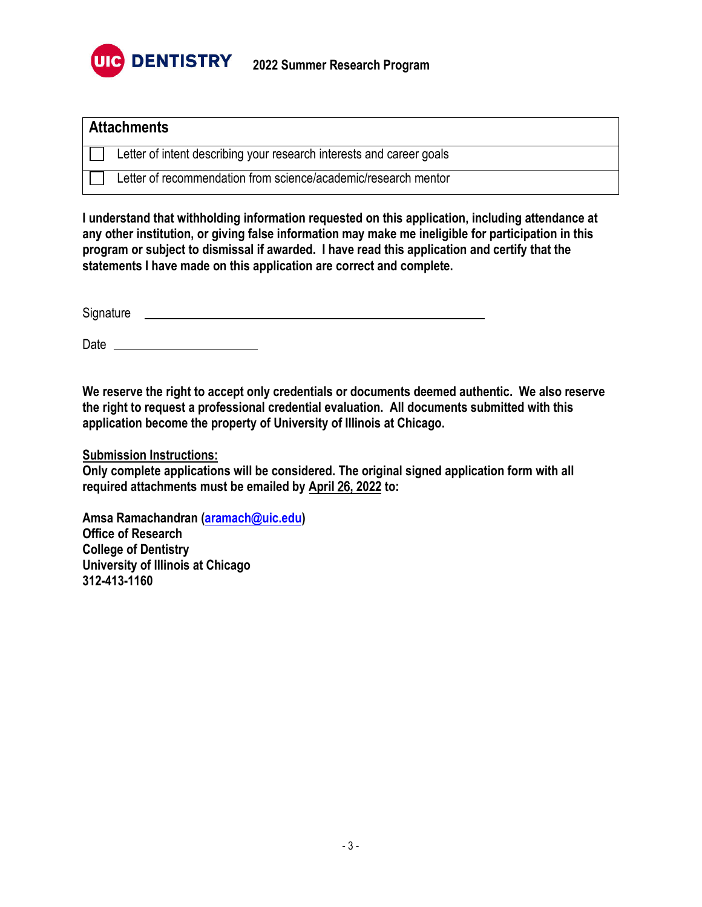**UIC DENTISTRY** 2022 Summer Research Program

| **Attachments** |
|---|
| ☐ Letter of intent describing your research interests and career goals |
| ☐ Letter of recommendation from science/academic/research mentor |

**I understand that withholding information requested on this application, including attendance at any other institution, or giving false information may make me ineligible for participation in this program or subject to dismissal if awarded. I have read this application and certify that the statements I have made on this application are correct and complete.**

Signature \_\_\_\_\_\_\_\_\_\_\_\_\_\_\_\_\_\_\_\_\_\_\_\_\_\_\_\_\_\_\_\_\_\_\_\_\_\_\_\_\_\_\_\_

Date \_\_\_\_\_\_\_\_\_\_\_\_\_\_\_\_\_\_\_\_

**We reserve the right to accept only credentials or documents deemed authentic. We also reserve the right to request a professional credential evaluation. All documents submitted with this application become the property of University of Illinois at Chicago.**

**Submission Instructions:**
**Only complete applications will be considered. The original signed application form with all required attachments must be emailed by April 26, 2022 to:**

**Amsa Ramachandran (aramach@uic.edu)**
**Office of Research**
**College of Dentistry**
**University of Illinois at Chicago**
**312-413-1160**